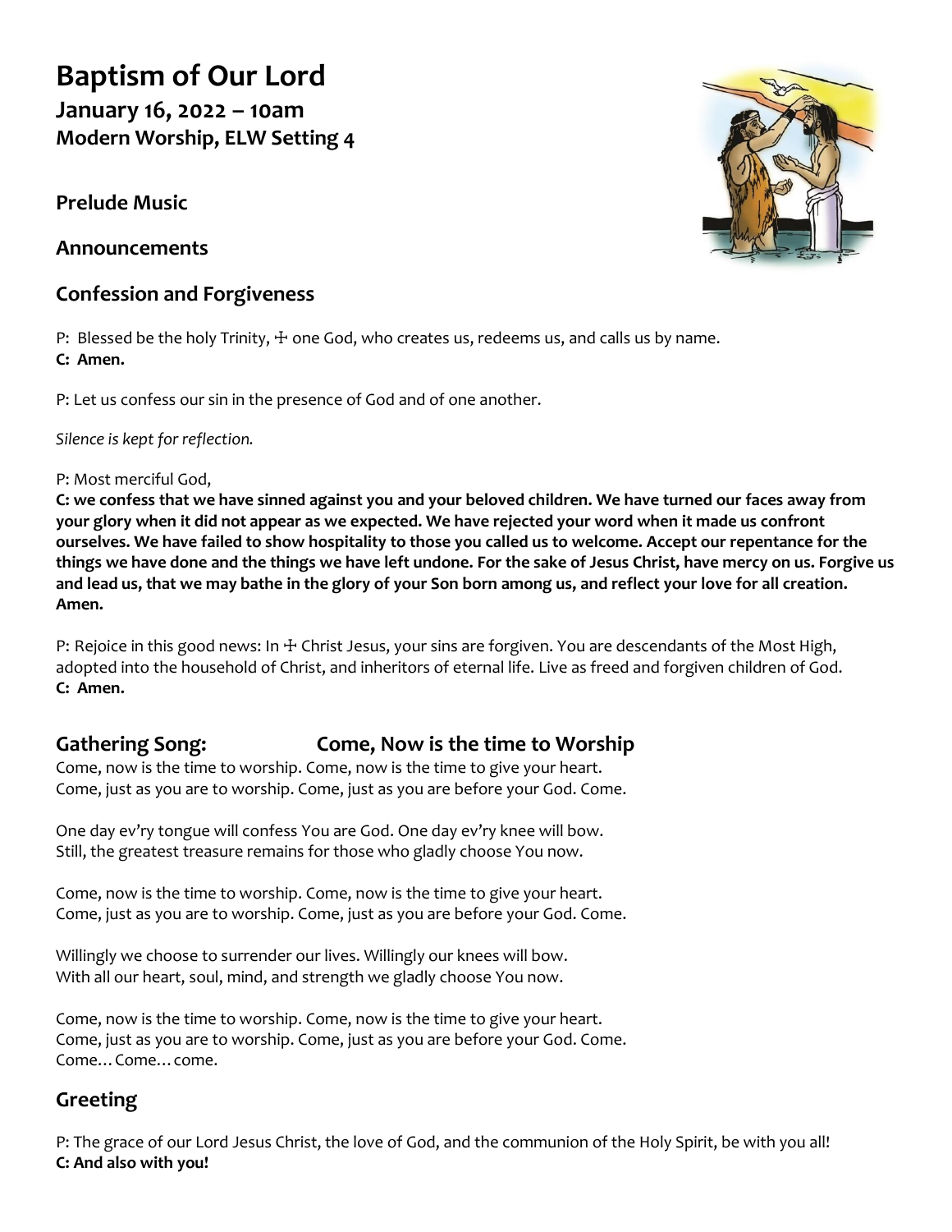# Baptism of Our Lord

**January 16, 2022 – 10am**
**Modern Worship, ELW Setting 4**

## Prelude Music

## Announcements

## Confession and Forgiveness

P: Blessed be the holy Trinity, ☩ one God, who creates us, redeems us, and calls us by name.
**C: Amen.**

P: Let us confess our sin in the presence of God and of one another.

*Silence is kept for reflection.*

P: Most merciful God,
**C: we confess that we have sinned against you and your beloved children. We have turned our faces away from your glory when it did not appear as we expected. We have rejected your word when it made us confront ourselves. We have failed to show hospitality to those you called us to welcome. Accept our repentance for the things we have done and the things we have left undone. For the sake of Jesus Christ, have mercy on us. Forgive us and lead us, that we may bathe in the glory of your Son born among us, and reflect your love for all creation. Amen.**

P: Rejoice in this good news: In ☩ Christ Jesus, your sins are forgiven. You are descendants of the Most High, adopted into the household of Christ, and inheritors of eternal life. Live as freed and forgiven children of God.
**C: Amen.**

## Gathering Song: Come, Now is the time to Worship

Come, now is the time to worship. Come, now is the time to give your heart.
Come, just as you are to worship. Come, just as you are before your God. Come.

One day ev'ry tongue will confess You are God. One day ev'ry knee will bow.
Still, the greatest treasure remains for those who gladly choose You now.

Come, now is the time to worship. Come, now is the time to give your heart.
Come, just as you are to worship. Come, just as you are before your God. Come.

Willingly we choose to surrender our lives. Willingly our knees will bow.
With all our heart, soul, mind, and strength we gladly choose You now.

Come, now is the time to worship. Come, now is the time to give your heart.
Come, just as you are to worship. Come, just as you are before your God. Come.
Come… Come… come.

## Greeting

P: The grace of our Lord Jesus Christ, the love of God, and the communion of the Holy Spirit, be with you all!
**C: And also with you!**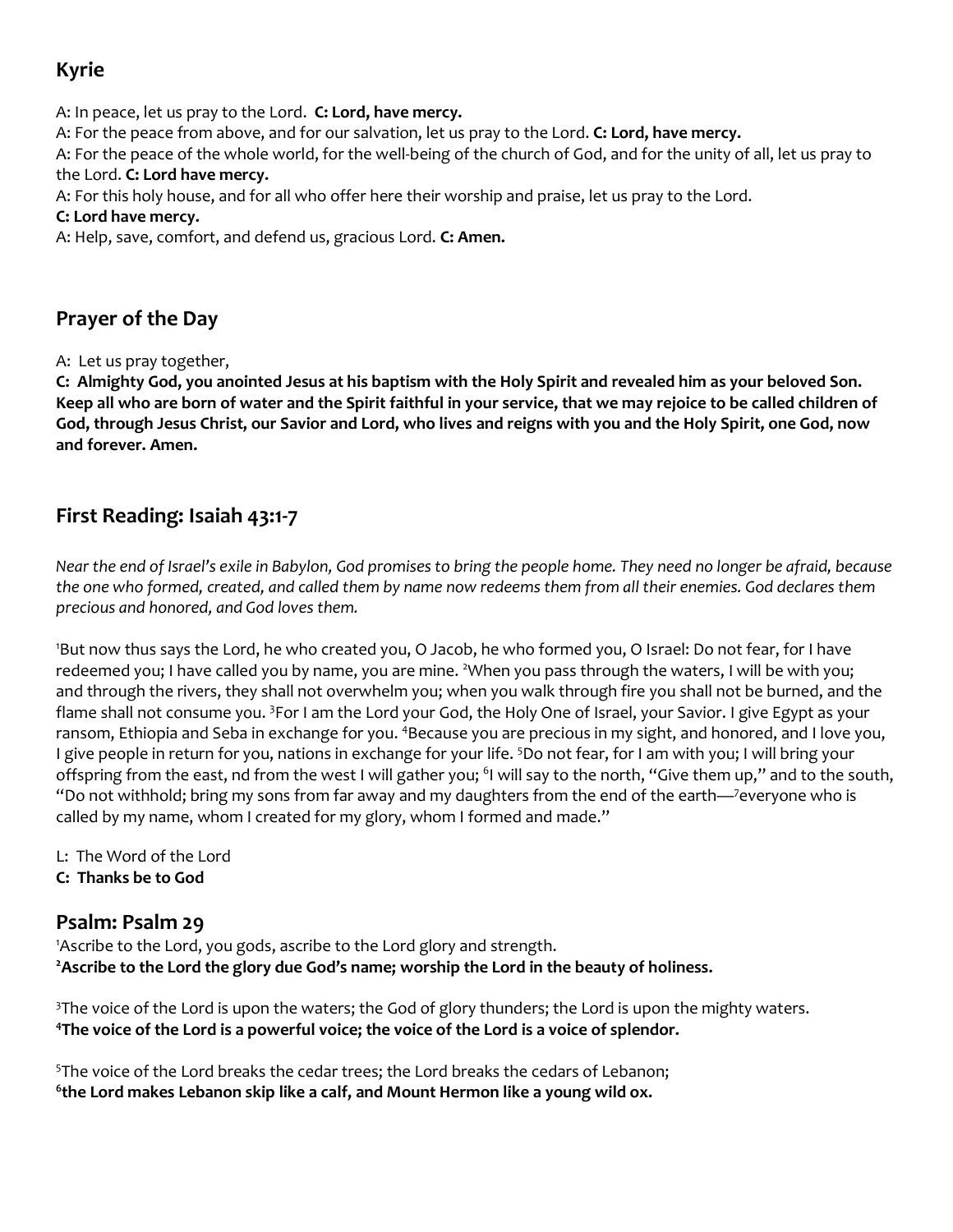## Kyrie

A: In peace, let us pray to the Lord. **C: Lord, have mercy.**

A: For the peace from above, and for our salvation, let us pray to the Lord. **C: Lord, have mercy.**

A: For the peace of the whole world, for the well-being of the church of God, and for the unity of all, let us pray to the Lord. **C: Lord have mercy.**

A: For this holy house, and for all who offer here their worship and praise, let us pray to the Lord.

**C: Lord have mercy.**

A: Help, save, comfort, and defend us, gracious Lord. **C: Amen.**

## Prayer of the Day

A: Let us pray together,

**C: Almighty God, you anointed Jesus at his baptism with the Holy Spirit and revealed him as your beloved Son. Keep all who are born of water and the Spirit faithful in your service, that we may rejoice to be called children of God, through Jesus Christ, our Savior and Lord, who lives and reigns with you and the Holy Spirit, one God, now and forever. Amen.**

## First Reading: Isaiah 43:1-7

*Near the end of Israel's exile in Babylon, God promises to bring the people home. They need no longer be afraid, because the one who formed, created, and called them by name now redeems them from all their enemies. God declares them precious and honored, and God loves them.*

[1]But now thus says the Lord, he who created you, O Jacob, he who formed you, O Israel: Do not fear, for I have redeemed you; I have called you by name, you are mine. [2]When you pass through the waters, I will be with you; and through the rivers, they shall not overwhelm you; when you walk through fire you shall not be burned, and the flame shall not consume you. [3]For I am the Lord your God, the Holy One of Israel, your Savior. I give Egypt as your ransom, Ethiopia and Seba in exchange for you. [4]Because you are precious in my sight, and honored, and I love you, I give people in return for you, nations in exchange for your life. [5]Do not fear, for I am with you; I will bring your offspring from the east, nd from the west I will gather you; [6]I will say to the north, "Give them up," and to the south, "Do not withhold; bring my sons from far away and my daughters from the end of the earth—[7]everyone who is called by my name, whom I created for my glory, whom I formed and made."

L: The Word of the Lord

**C: Thanks be to God**

## Psalm: Psalm 29

[1]Ascribe to the Lord, you gods, ascribe to the Lord glory and strength.

**[2]Ascribe to the Lord the glory due God's name; worship the Lord in the beauty of holiness.**

[3]The voice of the Lord is upon the waters; the God of glory thunders; the Lord is upon the mighty waters.

**[4]The voice of the Lord is a powerful voice; the voice of the Lord is a voice of splendor.**

[5]The voice of the Lord breaks the cedar trees; the Lord breaks the cedars of Lebanon;

**[6]the Lord makes Lebanon skip like a calf, and Mount Hermon like a young wild ox.**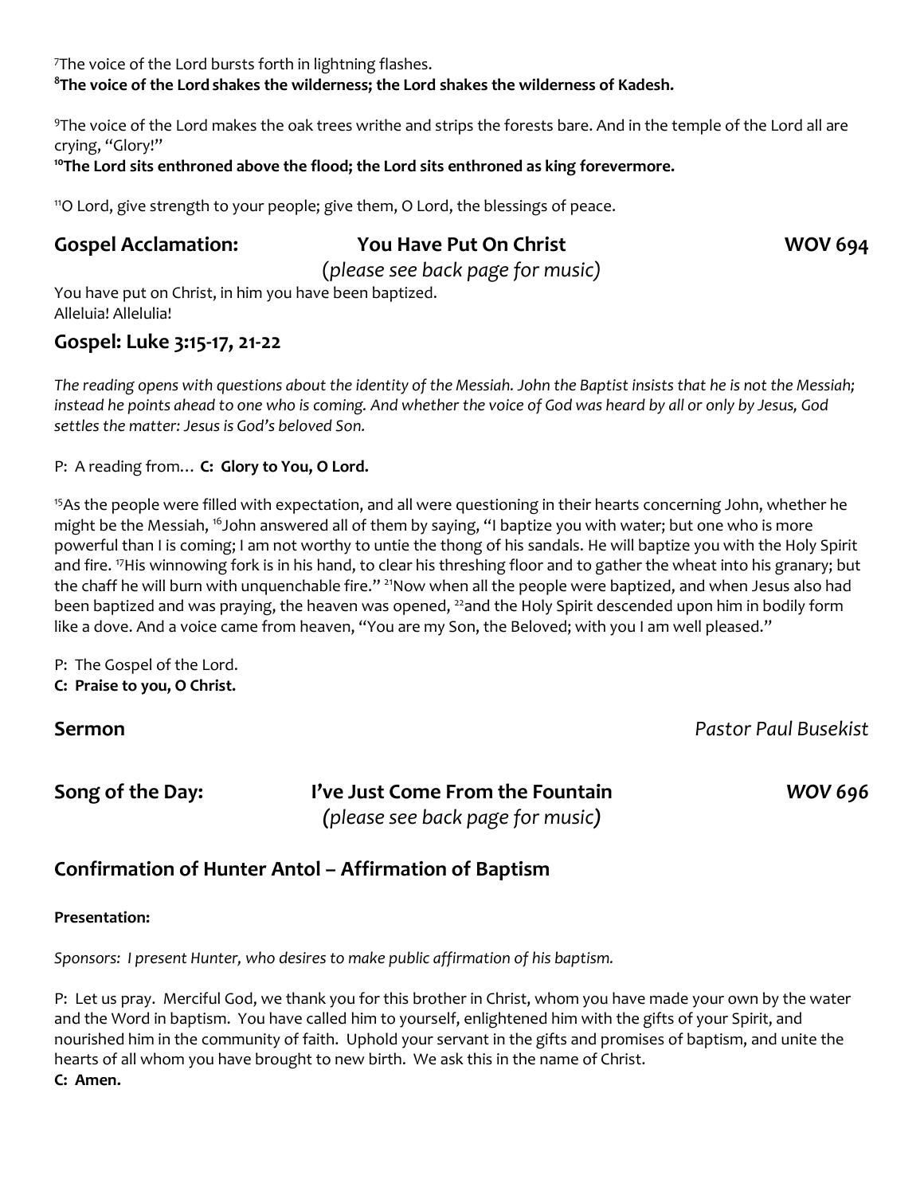[7]The voice of the Lord bursts forth in lightning flashes.
**[8]The voice of the Lord shakes the wilderness; the Lord shakes the wilderness of Kadesh.**

[9]The voice of the Lord makes the oak trees writhe and strips the forests bare. And in the temple of the Lord all are crying, "Glory!"
**[10]The Lord sits enthroned above the flood; the Lord sits enthroned as king forevermore.**

[11]O Lord, give strength to your people; give them, O Lord, the blessings of peace.

## Gospel Acclamation: You Have Put On Christ WOV 694

*(please see back page for music)*

You have put on Christ, in him you have been baptized.
Alleluia! Allelulia!

## Gospel: Luke 3:15-17, 21-22

*The reading opens with questions about the identity of the Messiah. John the Baptist insists that he is not the Messiah; instead he points ahead to one who is coming. And whether the voice of God was heard by all or only by Jesus, God settles the matter: Jesus is God's beloved Son.*

P: A reading from… **C: Glory to You, O Lord.**

[15]As the people were filled with expectation, and all were questioning in their hearts concerning John, whether he might be the Messiah, [16]John answered all of them by saying, "I baptize you with water; but one who is more powerful than I is coming; I am not worthy to untie the thong of his sandals. He will baptize you with the Holy Spirit and fire. [17]His winnowing fork is in his hand, to clear his threshing floor and to gather the wheat into his granary; but the chaff he will burn with unquenchable fire." [21]Now when all the people were baptized, and when Jesus also had been baptized and was praying, the heaven was opened, [22]and the Holy Spirit descended upon him in bodily form like a dove. And a voice came from heaven, "You are my Son, the Beloved; with you I am well pleased."

P: The Gospel of the Lord.
**C: Praise to you, O Christ.**

## Sermon *Pastor Paul Busekist*

## Song of the Day: I've Just Come From the Fountain *WOV 696*

*(please see back page for music)*

## Confirmation of Hunter Antol – Affirmation of Baptism

**Presentation:**

*Sponsors: I present Hunter, who desires to make public affirmation of his baptism.*

P: Let us pray. Merciful God, we thank you for this brother in Christ, whom you have made your own by the water and the Word in baptism. You have called him to yourself, enlightened him with the gifts of your Spirit, and nourished him in the community of faith. Uphold your servant in the gifts and promises of baptism, and unite the hearts of all whom you have brought to new birth. We ask this in the name of Christ.
**C: Amen.**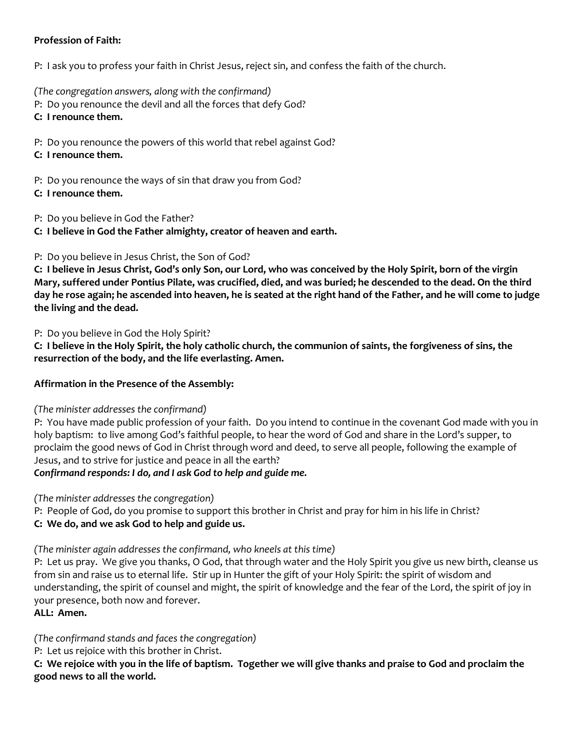**Profession of Faith:**

P: I ask you to profess your faith in Christ Jesus, reject sin, and confess the faith of the church.

*(The congregation answers, along with the confirmand)*
P: Do you renounce the devil and all the forces that defy God?
**C: I renounce them.**

P: Do you renounce the powers of this world that rebel against God?
**C: I renounce them.**

P: Do you renounce the ways of sin that draw you from God?
**C: I renounce them.**

P: Do you believe in God the Father?
**C: I believe in God the Father almighty, creator of heaven and earth.**

P: Do you believe in Jesus Christ, the Son of God?
**C: I believe in Jesus Christ, God's only Son, our Lord, who was conceived by the Holy Spirit, born of the virgin Mary, suffered under Pontius Pilate, was crucified, died, and was buried; he descended to the dead. On the third day he rose again; he ascended into heaven, he is seated at the right hand of the Father, and he will come to judge the living and the dead.**

P: Do you believe in God the Holy Spirit?
**C: I believe in the Holy Spirit, the holy catholic church, the communion of saints, the forgiveness of sins, the resurrection of the body, and the life everlasting. Amen.**

**Affirmation in the Presence of the Assembly:**

*(The minister addresses the confirmand)*
P: You have made public profession of your faith. Do you intend to continue in the covenant God made with you in holy baptism: to live among God's faithful people, to hear the word of God and share in the Lord's supper, to proclaim the good news of God in Christ through word and deed, to serve all people, following the example of Jesus, and to strive for justice and peace in all the earth?
***Confirmand responds: I do, and I ask God to help and guide me.***

*(The minister addresses the congregation)*
P: People of God, do you promise to support this brother in Christ and pray for him in his life in Christ?
**C: We do, and we ask God to help and guide us.**

*(The minister again addresses the confirmand, who kneels at this time)*
P: Let us pray. We give you thanks, O God, that through water and the Holy Spirit you give us new birth, cleanse us from sin and raise us to eternal life. Stir up in Hunter the gift of your Holy Spirit: the spirit of wisdom and understanding, the spirit of counsel and might, the spirit of knowledge and the fear of the Lord, the spirit of joy in your presence, both now and forever.
**ALL: Amen.**

*(The confirmand stands and faces the congregation)*
P: Let us rejoice with this brother in Christ.
**C: We rejoice with you in the life of baptism. Together we will give thanks and praise to God and proclaim the good news to all the world.**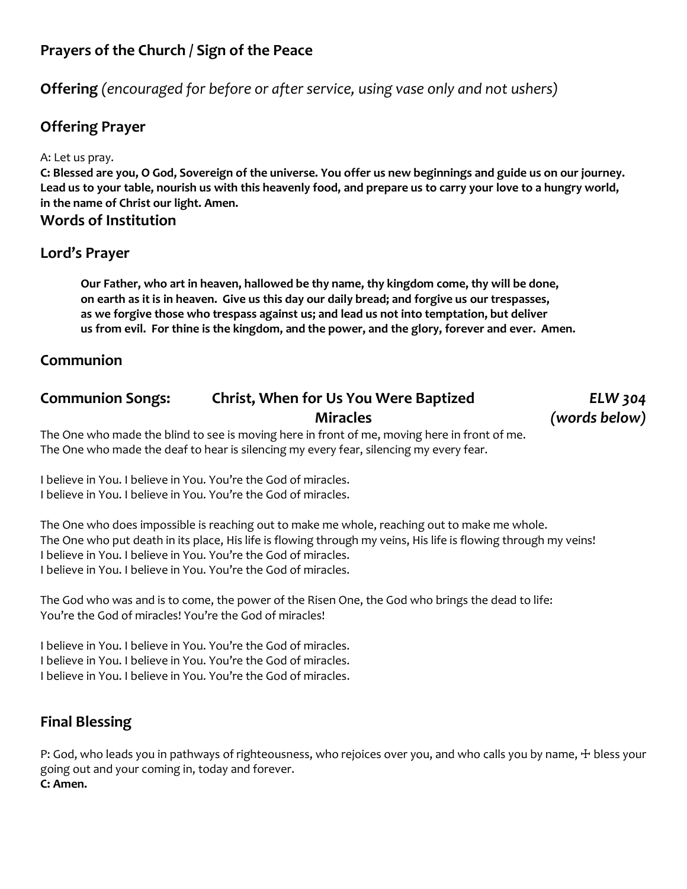## Prayers of the Church / Sign of the Peace

**Offering** *(encouraged for before or after service, using vase only and not ushers)*

## Offering Prayer

A: Let us pray.

**C: Blessed are you, O God, Sovereign of the universe. You offer us new beginnings and guide us on our journey. Lead us to your table, nourish us with this heavenly food, and prepare us to carry your love to a hungry world, in the name of Christ our light. Amen.**

## Words of Institution

## Lord's Prayer

**Our Father, who art in heaven, hallowed be thy name, thy kingdom come, thy will be done, on earth as it is in heaven. Give us this day our daily bread; and forgive us our trespasses, as we forgive those who trespass against us; and lead us not into temptation, but deliver us from evil. For thine is the kingdom, and the power, and the glory, forever and ever. Amen.**

## Communion

## Communion Songs: Christ, When for Us You Were Baptized *ELW 304*
## Miracles *(words below)*

The One who made the blind to see is moving here in front of me, moving here in front of me.
The One who made the deaf to hear is silencing my every fear, silencing my every fear.

I believe in You. I believe in You. You're the God of miracles.
I believe in You. I believe in You. You're the God of miracles.

The One who does impossible is reaching out to make me whole, reaching out to make me whole.
The One who put death in its place, His life is flowing through my veins, His life is flowing through my veins!
I believe in You. I believe in You. You're the God of miracles.
I believe in You. I believe in You. You're the God of miracles.

The God who was and is to come, the power of the Risen One, the God who brings the dead to life:
You're the God of miracles! You're the God of miracles!

I believe in You. I believe in You. You're the God of miracles.
I believe in You. I believe in You. You're the God of miracles.
I believe in You. I believe in You. You're the God of miracles.

## Final Blessing

P: God, who leads you in pathways of righteousness, who rejoices over you, and who calls you by name, ☩ bless your going out and your coming in, today and forever.
**C: Amen.**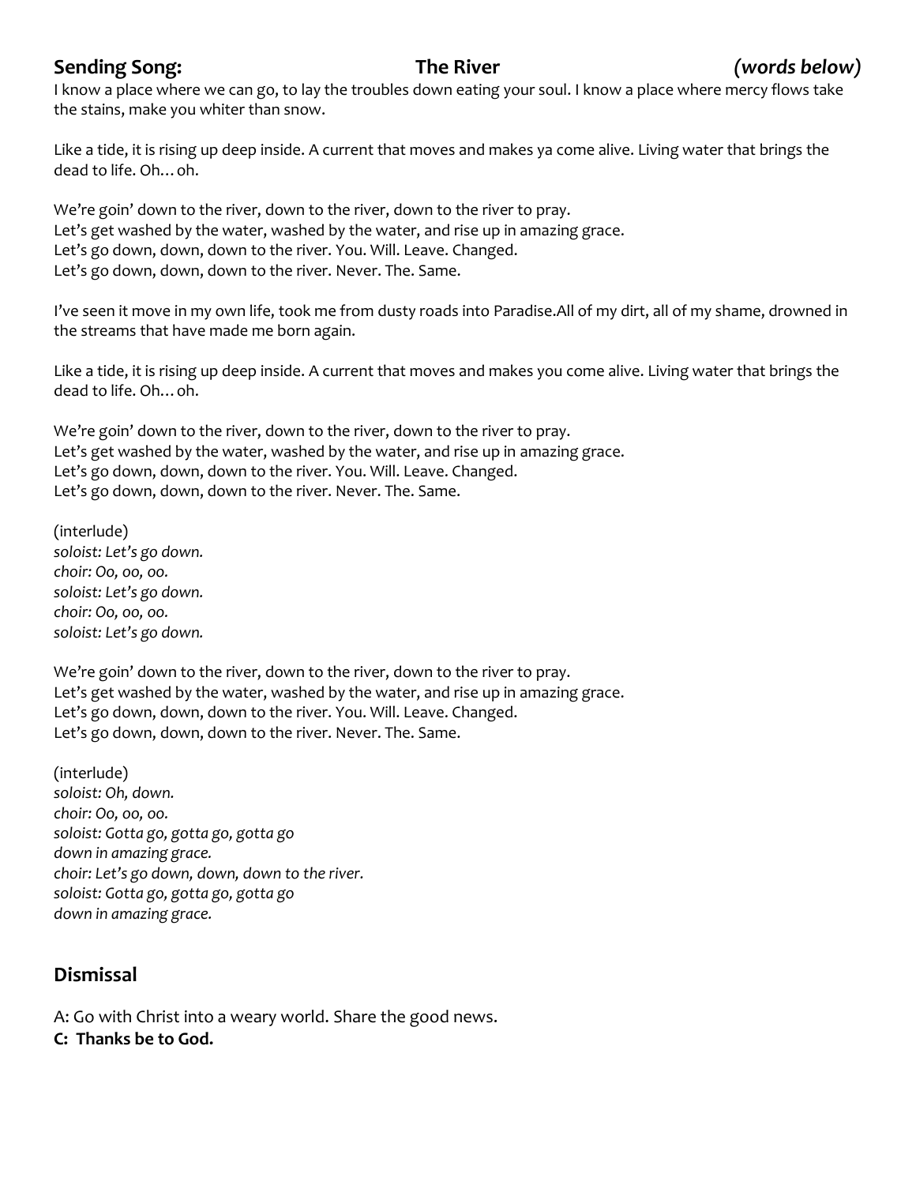## Sending Song: The River *(words below)*

I know a place where we can go, to lay the troubles down eating your soul. I know a place where mercy flows take the stains, make you whiter than snow.

Like a tide, it is rising up deep inside. A current that moves and makes ya come alive. Living water that brings the dead to life. Oh… oh.

We're goin' down to the river, down to the river, down to the river to pray.
Let's get washed by the water, washed by the water, and rise up in amazing grace.
Let's go down, down, down to the river. You. Will. Leave. Changed.
Let's go down, down, down to the river. Never. The. Same.

I've seen it move in my own life, took me from dusty roads into Paradise.All of my dirt, all of my shame, drowned in the streams that have made me born again.

Like a tide, it is rising up deep inside. A current that moves and makes you come alive. Living water that brings the dead to life. Oh… oh.

We're goin' down to the river, down to the river, down to the river to pray.
Let's get washed by the water, washed by the water, and rise up in amazing grace.
Let's go down, down, down to the river. You. Will. Leave. Changed.
Let's go down, down, down to the river. Never. The. Same.

(interlude)
*soloist: Let's go down.*
*choir: Oo, oo, oo.*
*soloist: Let's go down.*
*choir: Oo, oo, oo.*
*soloist: Let's go down.*

We're goin' down to the river, down to the river, down to the river to pray.
Let's get washed by the water, washed by the water, and rise up in amazing grace.
Let's go down, down, down to the river. You. Will. Leave. Changed.
Let's go down, down, down to the river. Never. The. Same.

(interlude)
*soloist: Oh, down.*
*choir: Oo, oo, oo.*
*soloist: Gotta go, gotta go, gotta go*
*down in amazing grace.*
*choir: Let's go down, down, down to the river.*
*soloist: Gotta go, gotta go, gotta go*
*down in amazing grace.*

## Dismissal

A: Go with Christ into a weary world. Share the good news.
**C: Thanks be to God.**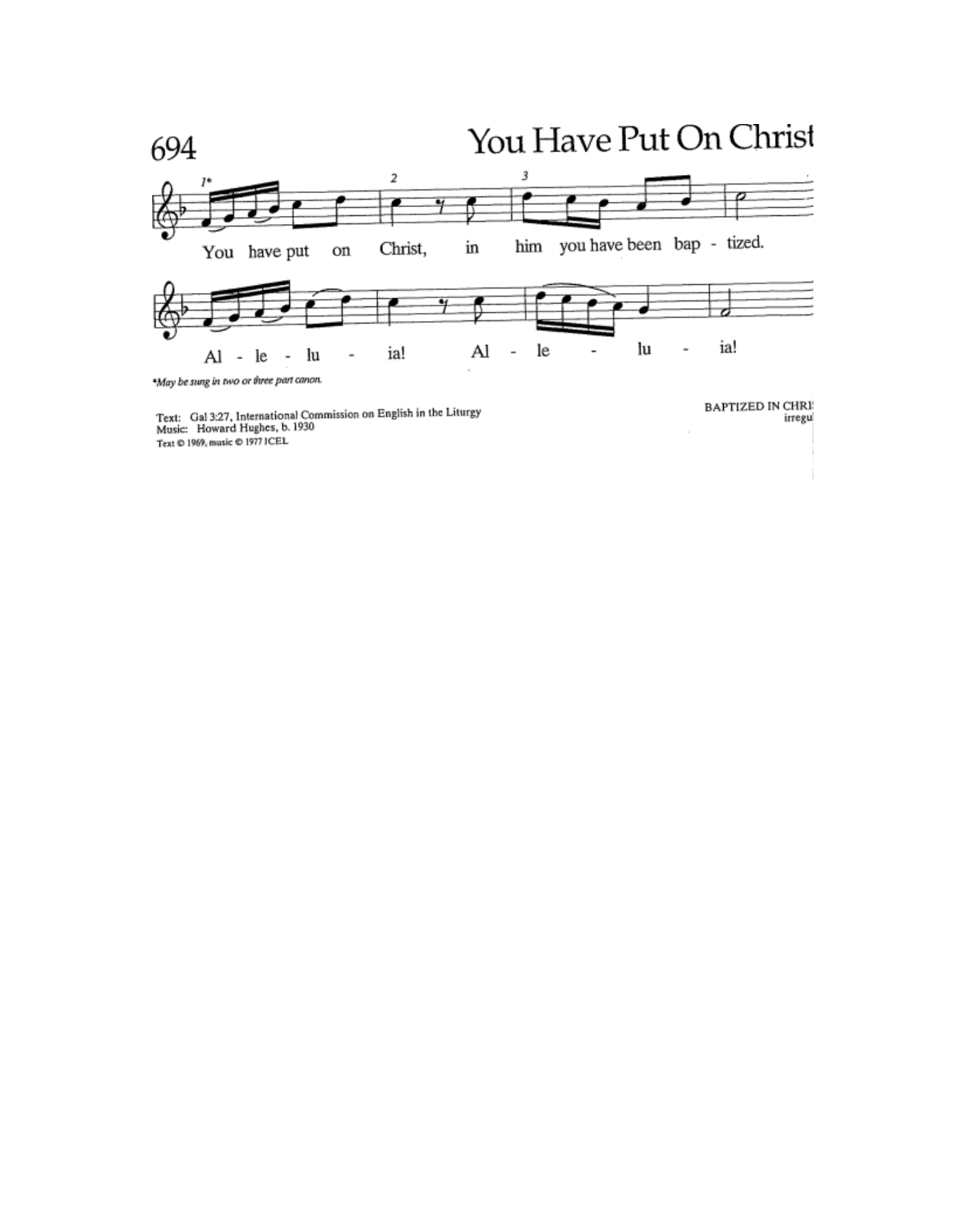# 694 You Have Put On Christ

You have put on Christ, in him you have been bap - tized.

Al - le - lu - ia! Al - le - lu - ia!

*May be sung in two or three part canon.

Text: Gal 3:27, International Commission on English in the Liturgy
Music: Howard Hughes, b. 1930
Text © 1969, music © 1977 ICEL

BAPTIZED IN CHRI
irregul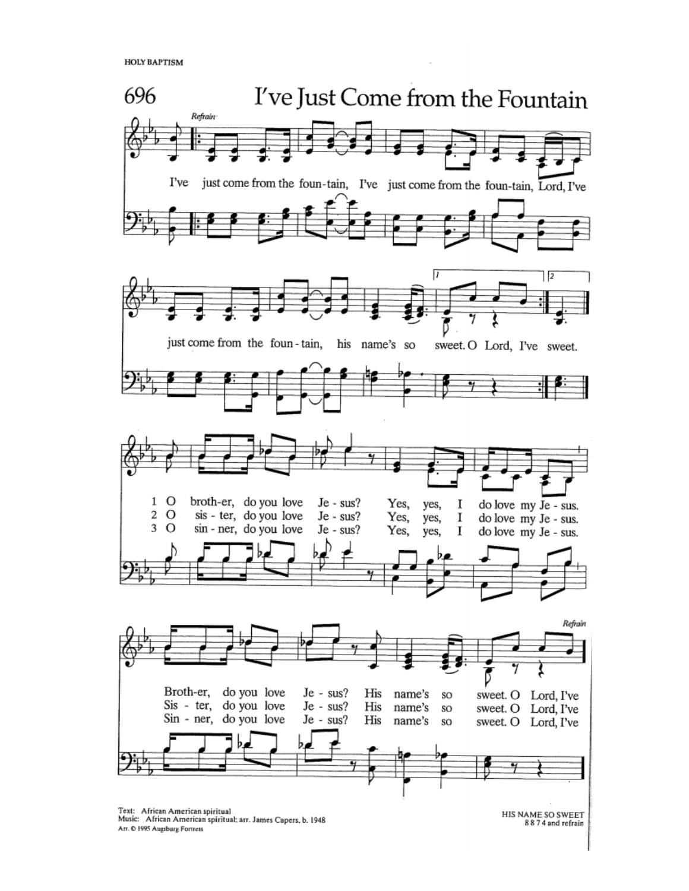HOLY BAPTISM

# 696 I've Just Come from the Fountain

*Refrain*

I've just come from the foun-tain, I've just come from the foun-tain, Lord, I've just come from the foun-tain, his name's so sweet. O Lord, I've sweet.

1 O broth-er, do you love Je - sus? Yes, yes, I do love my Je - sus.
2 O sis - ter, do you love Je - sus? Yes, yes, I do love my Je - sus.
3 O sin - ner, do you love Je - sus? Yes, yes, I do love my Je - sus.

Broth-er, do you love Je - sus? His name's so sweet. O Lord, I've
Sis - ter, do you love Je - sus? His name's so sweet. O Lord, I've
Sin - ner, do you love Je - sus? His name's so sweet. O Lord, I've

*Refrain*

Text: African American spiritual
Music: African American spiritual; arr. James Capers, b. 1948
Arr. © 1995 Augsburg Fortress

HIS NAME SO SWEET
8 8 7 4 and refrain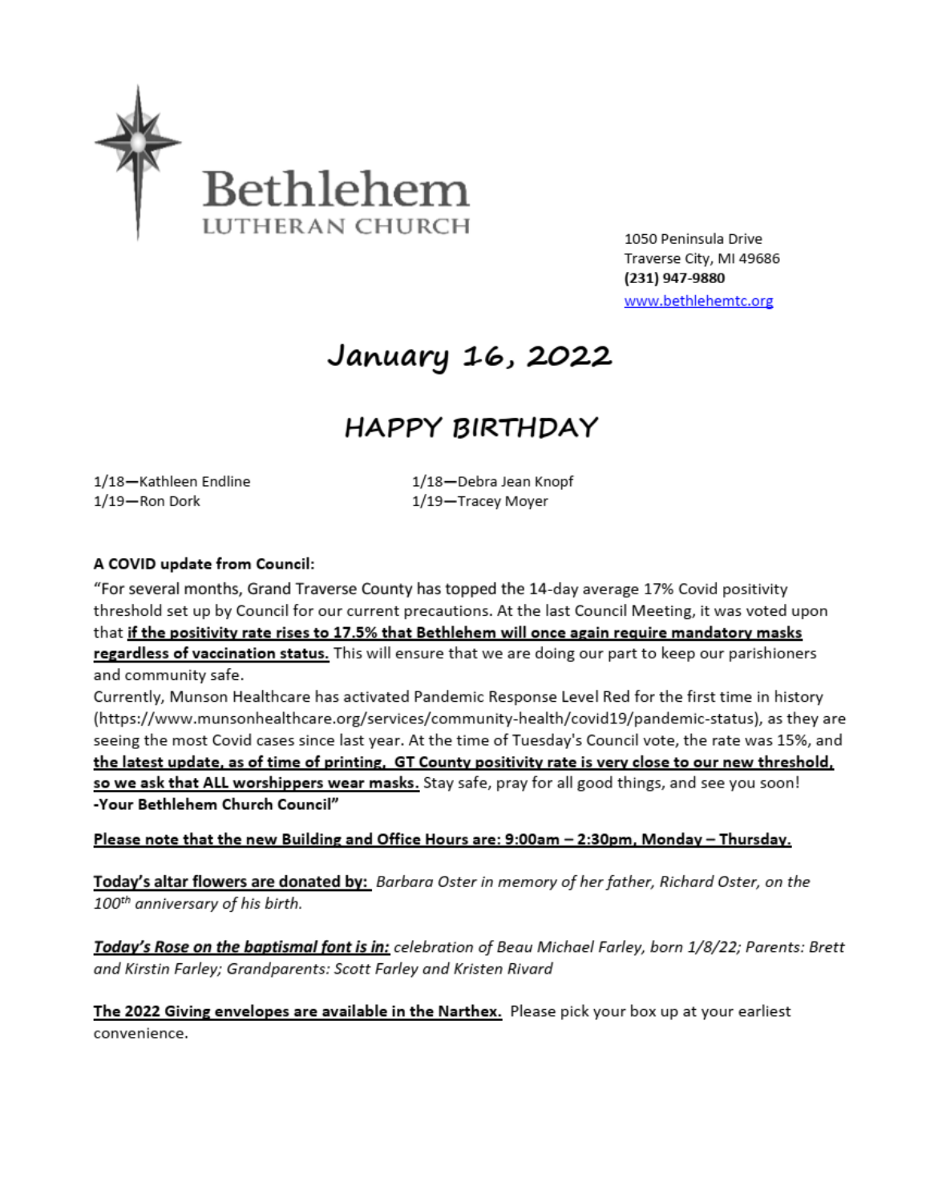# Bethlehem

LUTHERAN CHURCH

1050 Peninsula Drive
Traverse City, MI 49686
**(231) 947-9880**
www.bethlehemtc.org

## January 16, 2022

## HAPPY BIRTHDAY

1/18—Kathleen Endline
1/19—Ron Dork
1/18—Debra Jean Knopf
1/19—Tracey Moyer

**A COVID update from Council:**

"For several months, Grand Traverse County has topped the 14-day average 17% Covid positivity threshold set up by Council for our current precautions. At the last Council Meeting, it was voted upon that **if the positivity rate rises to 17.5% that Bethlehem will once again require mandatory masks regardless of vaccination status.** This will ensure that we are doing our part to keep our parishioners and community safe.

Currently, Munson Healthcare has activated Pandemic Response Level Red for the first time in history (https://www.munsonhealthcare.org/services/community-health/covid19/pandemic-status), as they are seeing the most Covid cases since last year. At the time of Tuesday's Council vote, the rate was 15%, and **the latest update, as of time of printing, GT County positivity rate is very close to our new threshold, so we ask that ALL worshippers wear masks.** Stay safe, pray for all good things, and see you soon!

**-Your Bethlehem Church Council"**

**Please note that the new Building and Office Hours are: 9:00am – 2:30pm, Monday – Thursday.**

**Today's altar flowers are donated by:** *Barbara Oster in memory of her father, Richard Oster, on the 100th anniversary of his birth.*

***Today's Rose on the baptismal font is in:*** *celebration of Beau Michael Farley, born 1/8/22; Parents: Brett and Kirstin Farley; Grandparents: Scott Farley and Kristen Rivard*

**The 2022 Giving envelopes are available in the Narthex.** Please pick your box up at your earliest convenience.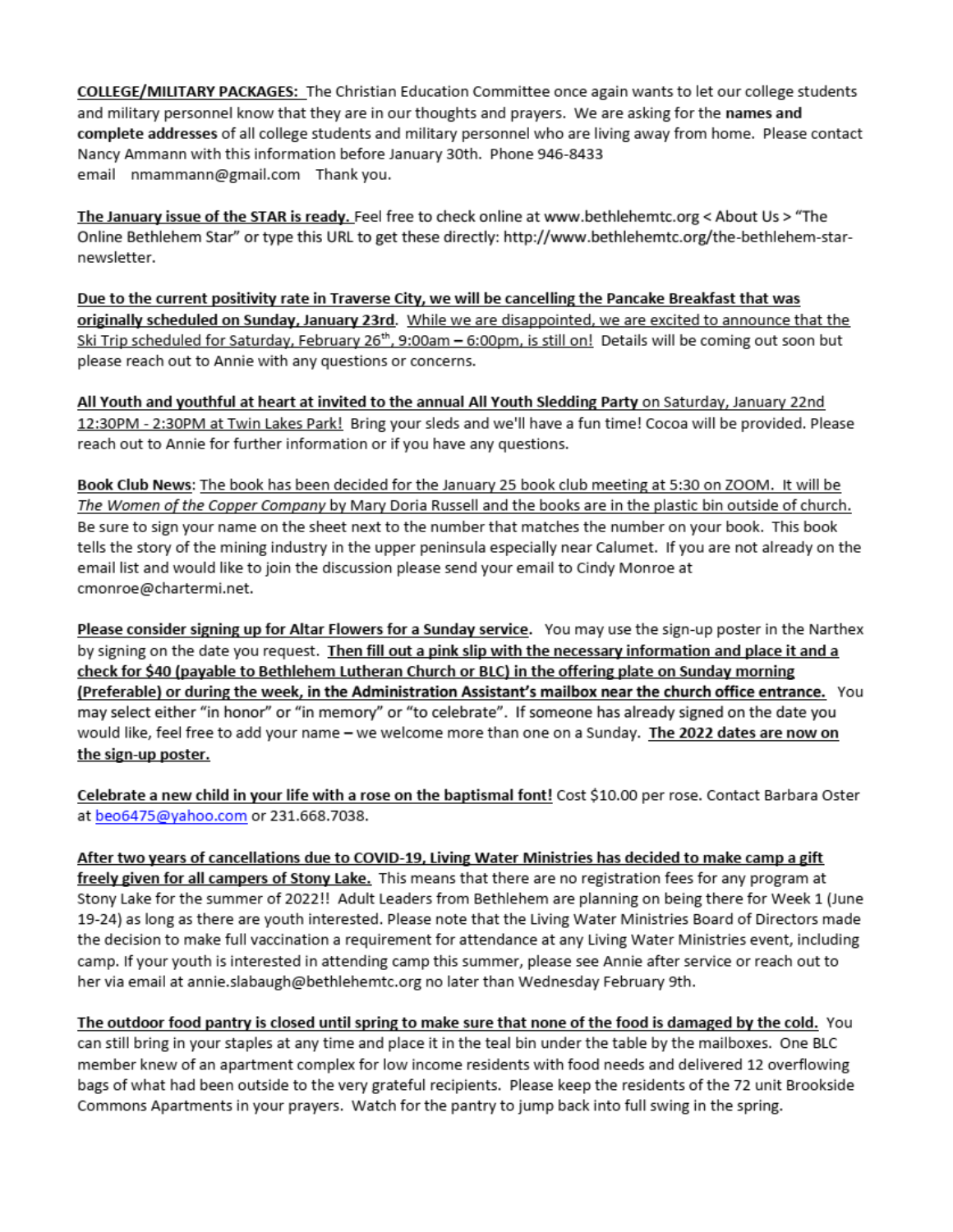**COLLEGE/MILITARY PACKAGES:** The Christian Education Committee once again wants to let our college students and military personnel know that they are in our thoughts and prayers. We are asking for the **names and complete addresses** of all college students and military personnel who are living away from home. Please contact Nancy Ammann with this information before January 30th. Phone 946-8433
email nmammann@gmail.com Thank you.

**The January issue of the STAR is ready.** Feel free to check online at www.bethlehemtc.org < About Us > "The Online Bethlehem Star" or type this URL to get these directly: http://www.bethlehemtc.org/the-bethlehem-star-newsletter.

**Due to the current positivity rate in Traverse City, we will be cancelling the Pancake Breakfast that was originally scheduled on Sunday, January 23rd**. While we are disappointed, we are excited to announce that the Ski Trip scheduled for Saturday, February 26th, 9:00am – 6:00pm, is still on! Details will be coming out soon but please reach out to Annie with any questions or concerns.

**All Youth and youthful at heart at invited to the annual All Youth Sledding Party** on Saturday, January 22nd 12:30PM - 2:30PM at Twin Lakes Park! Bring your sleds and we'll have a fun time! Cocoa will be provided. Please reach out to Annie for further information or if you have any questions.

**Book Club News**: The book has been decided for the January 25 book club meeting at 5:30 on ZOOM. It will be *The Women of the Copper Company* by Mary Doria Russell and the books are in the plastic bin outside of church. Be sure to sign your name on the sheet next to the number that matches the number on your book. This book tells the story of the mining industry in the upper peninsula especially near Calumet. If you are not already on the email list and would like to join the discussion please send your email to Cindy Monroe at cmonroe@chartermi.net.

**Please consider signing up for Altar Flowers for a Sunday service**. You may use the sign-up poster in the Narthex by signing on the date you request. **Then fill out a pink slip with the necessary information and place it and a check for $40 (payable to Bethlehem Lutheran Church or BLC) in the offering plate on Sunday morning (Preferable) or during the week, in the Administration Assistant's mailbox near the church office entrance.** You may select either "in honor" or "in memory" or "to celebrate". If someone has already signed on the date you would like, feel free to add your name – we welcome more than one on a Sunday. **The 2022 dates are now on the sign-up poster.**

**Celebrate a new child in your life with a rose on the baptismal font!** Cost $10.00 per rose. Contact Barbara Oster at beo6475@yahoo.com or 231.668.7038.

**After two years of cancellations due to COVID-19, Living Water Ministries has decided to make camp a gift freely given for all campers of Stony Lake.** This means that there are no registration fees for any program at Stony Lake for the summer of 2022!! Adult Leaders from Bethlehem are planning on being there for Week 1 (June 19-24) as long as there are youth interested. Please note that the Living Water Ministries Board of Directors made the decision to make full vaccination a requirement for attendance at any Living Water Ministries event, including camp. If your youth is interested in attending camp this summer, please see Annie after service or reach out to her via email at annie.slabaugh@bethlehemtc.org no later than Wednesday February 9th.

**The outdoor food pantry is closed until spring to make sure that none of the food is damaged by the cold.** You can still bring in your staples at any time and place it in the teal bin under the table by the mailboxes. One BLC member knew of an apartment complex for low income residents with food needs and delivered 12 overflowing bags of what had been outside to the very grateful recipients. Please keep the residents of the 72 unit Brookside Commons Apartments in your prayers. Watch for the pantry to jump back into full swing in the spring.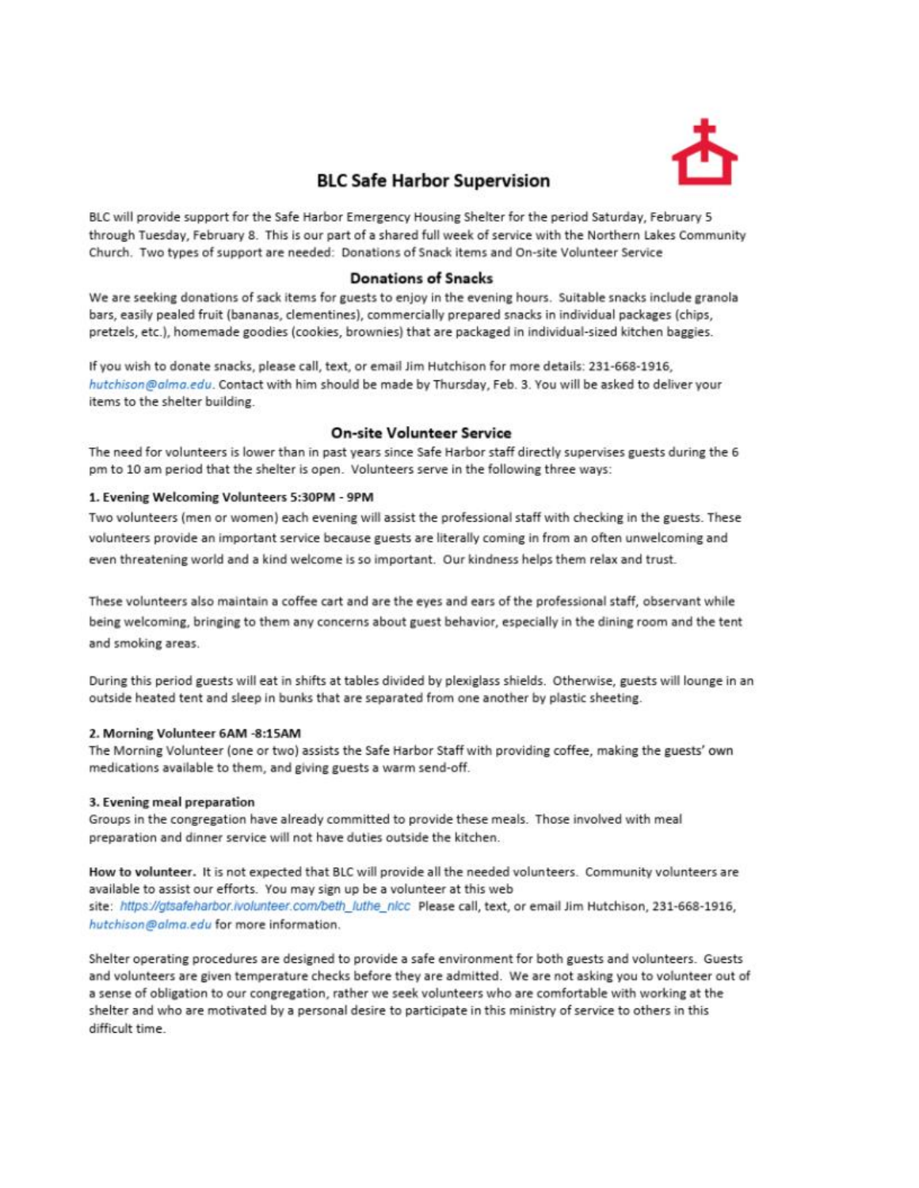# BLC Safe Harbor Supervision

BLC will provide support for the Safe Harbor Emergency Housing Shelter for the period Saturday, February 5 through Tuesday, February 8. This is our part of a shared full week of service with the Northern Lakes Community Church. Two types of support are needed: Donations of Snack items and On-site Volunteer Service

## Donations of Snacks

We are seeking donations of sack items for guests to enjoy in the evening hours. Suitable snacks include granola bars, easily pealed fruit (bananas, clementines), commercially prepared snacks in individual packages (chips, pretzels, etc.), homemade goodies (cookies, brownies) that are packaged in individual-sized kitchen baggies.

If you wish to donate snacks, please call, text, or email Jim Hutchison for more details: 231-668-1916, *hutchison@alma.edu*. Contact with him should be made by Thursday, Feb. 3. You will be asked to deliver your items to the shelter building.

## On-site Volunteer Service

The need for volunteers is lower than in past years since Safe Harbor staff directly supervises guests during the 6 pm to 10 am period that the shelter is open. Volunteers serve in the following three ways:

**1. Evening Welcoming Volunteers 5:30PM - 9PM**

Two volunteers (men or women) each evening will assist the professional staff with checking in the guests. These volunteers provide an important service because guests are literally coming in from an often unwelcoming and even threatening world and a kind welcome is so important. Our kindness helps them relax and trust.

These volunteers also maintain a coffee cart and are the eyes and ears of the professional staff, observant while being welcoming, bringing to them any concerns about guest behavior, especially in the dining room and the tent and smoking areas.

During this period guests will eat in shifts at tables divided by plexiglass shields. Otherwise, guests will lounge in an outside heated tent and sleep in bunks that are separated from one another by plastic sheeting.

**2. Morning Volunteer 6AM -8:15AM**

The Morning Volunteer (one or two) assists the Safe Harbor Staff with providing coffee, making the guests' own medications available to them, and giving guests a warm send-off.

**3. Evening meal preparation**

Groups in the congregation have already committed to provide these meals. Those involved with meal preparation and dinner service will not have duties outside the kitchen.

**How to volunteer.** It is not expected that BLC will provide all the needed volunteers. Community volunteers are available to assist our efforts. You may sign up be a volunteer at this web site: *https://gtsafeharbor.ivolunteer.com/beth_luthe_nlcc* Please call, text, or email Jim Hutchison, 231-668-1916, *hutchison@alma.edu* for more information.

Shelter operating procedures are designed to provide a safe environment for both guests and volunteers. Guests and volunteers are given temperature checks before they are admitted. We are not asking you to volunteer out of a sense of obligation to our congregation, rather we seek volunteers who are comfortable with working at the shelter and who are motivated by a personal desire to participate in this ministry of service to others in this difficult time.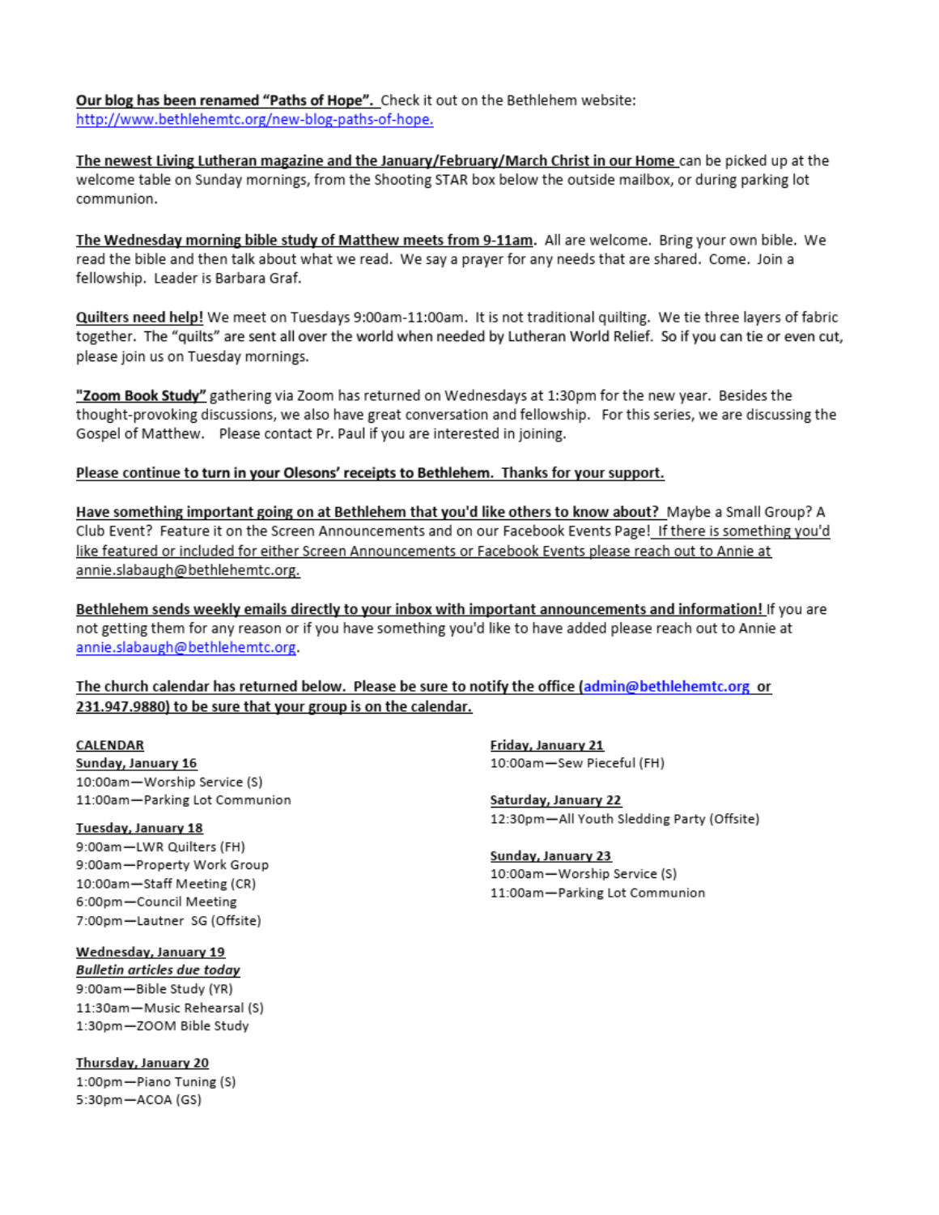**Our blog has been renamed "Paths of Hope".** Check it out on the Bethlehem website: http://www.bethlehemtc.org/new-blog-paths-of-hope.

**The newest Living Lutheran magazine and the January/February/March Christ in our Home** can be picked up at the welcome table on Sunday mornings, from the Shooting STAR box below the outside mailbox, or during parking lot communion.

**The Wednesday morning bible study of Matthew meets from 9-11am.** All are welcome. Bring your own bible. We read the bible and then talk about what we read. We say a prayer for any needs that are shared. Come. Join a fellowship. Leader is Barbara Graf.

**Quilters need help!** We meet on Tuesdays 9:00am-11:00am. It is not traditional quilting. We tie three layers of fabric together. The "quilts" are sent all over the world when needed by Lutheran World Relief. So if you can tie or even cut, please join us on Tuesday mornings.

**"Zoom Book Study"** gathering via Zoom has returned on Wednesdays at 1:30pm for the new year. Besides the thought-provoking discussions, we also have great conversation and fellowship. For this series, we are discussing the Gospel of Matthew. Please contact Pr. Paul if you are interested in joining.

**Please continue to turn in your Olesons' receipts to Bethlehem. Thanks for your support.**

**Have something important going on at Bethlehem that you'd like others to know about?** Maybe a Small Group? A Club Event? Feature it on the Screen Announcements and on our Facebook Events Page! If there is something you'd like featured or included for either Screen Announcements or Facebook Events please reach out to Annie at annie.slabaugh@bethlehemtc.org.

**Bethlehem sends weekly emails directly to your inbox with important announcements and information!** If you are not getting them for any reason or if you have something you'd like to have added please reach out to Annie at annie.slabaugh@bethlehemtc.org.

**The church calendar has returned below. Please be sure to notify the office (admin@bethlehemtc.org or 231.947.9880) to be sure that your group is on the calendar.**

**CALENDAR**

**Sunday, January 16**
10:00am—Worship Service (S)
11:00am—Parking Lot Communion

**Tuesday, January 18**
9:00am—LWR Quilters (FH)
9:00am—Property Work Group
10:00am—Staff Meeting (CR)
6:00pm—Council Meeting
7:00pm—Lautner SG (Offsite)

**Wednesday, January 19**
***Bulletin articles due today***
9:00am—Bible Study (YR)
11:30am—Music Rehearsal (S)
1:30pm—ZOOM Bible Study

**Thursday, January 20**
1:00pm—Piano Tuning (S)
5:30pm—ACOA (GS)

**Friday, January 21**
10:00am—Sew Pieceful (FH)

**Saturday, January 22**
12:30pm—All Youth Sledding Party (Offsite)

**Sunday, January 23**
10:00am—Worship Service (S)
11:00am—Parking Lot Communion